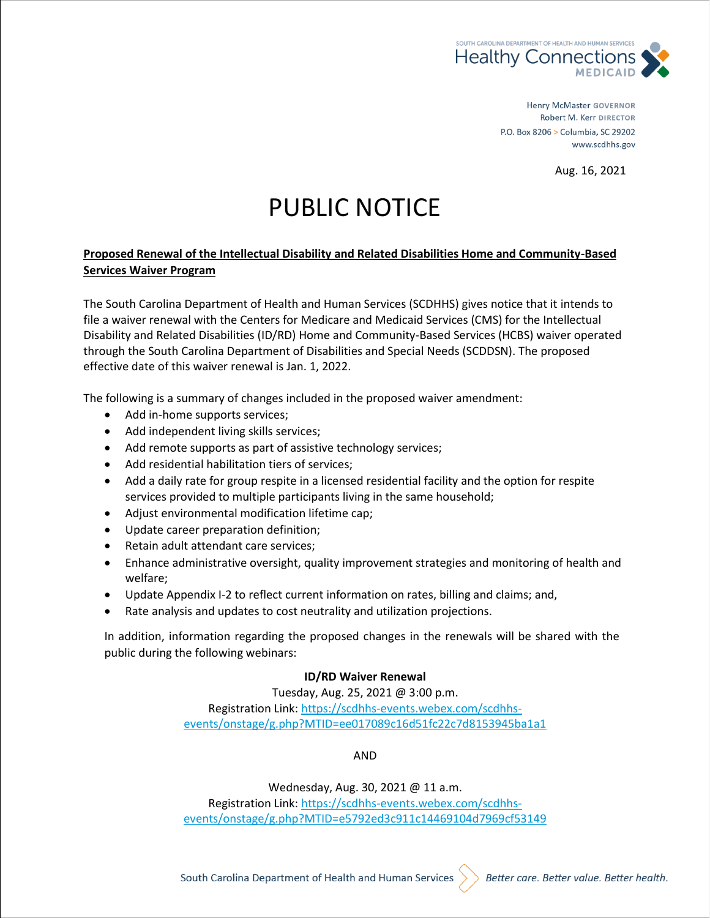SOUTH CAROLINA DEPARTMENT OF HEALTH AND HUMAN SERVICES
Healthy Connections MEDICAID

Henry McMaster GOVERNOR
Robert M. Kerr DIRECTOR
P.O. Box 8206 > Columbia, SC 29202
www.scdhhs.gov

Aug. 16, 2021

# PUBLIC NOTICE

**Proposed Renewal of the Intellectual Disability and Related Disabilities Home and Community-Based Services Waiver Program**

The South Carolina Department of Health and Human Services (SCDHHS) gives notice that it intends to file a waiver renewal with the Centers for Medicare and Medicaid Services (CMS) for the Intellectual Disability and Related Disabilities (ID/RD) Home and Community-Based Services (HCBS) waiver operated through the South Carolina Department of Disabilities and Special Needs (SCDDSN). The proposed effective date of this waiver renewal is Jan. 1, 2022.

The following is a summary of changes included in the proposed waiver amendment:

- Add in-home supports services;
- Add independent living skills services;
- Add remote supports as part of assistive technology services;
- Add residential habilitation tiers of services;
- Add a daily rate for group respite in a licensed residential facility and the option for respite services provided to multiple participants living in the same household;
- Adjust environmental modification lifetime cap;
- Update career preparation definition;
- Retain adult attendant care services;
- Enhance administrative oversight, quality improvement strategies and monitoring of health and welfare;
- Update Appendix I-2 to reflect current information on rates, billing and claims; and,
- Rate analysis and updates to cost neutrality and utilization projections.

In addition, information regarding the proposed changes in the renewals will be shared with the public during the following webinars:

**ID/RD Waiver Renewal**
Tuesday, Aug. 25, 2021 @ 3:00 p.m.
Registration Link: https://scdhhs-events.webex.com/scdhhs-events/onstage/g.php?MTID=ee017089c16d51fc22c7d8153945ba1a1

AND

Wednesday, Aug. 30, 2021 @ 11 a.m.
Registration Link: https://scdhhs-events.webex.com/scdhhs-events/onstage/g.php?MTID=e5792ed3c911c14469104d7969cf53149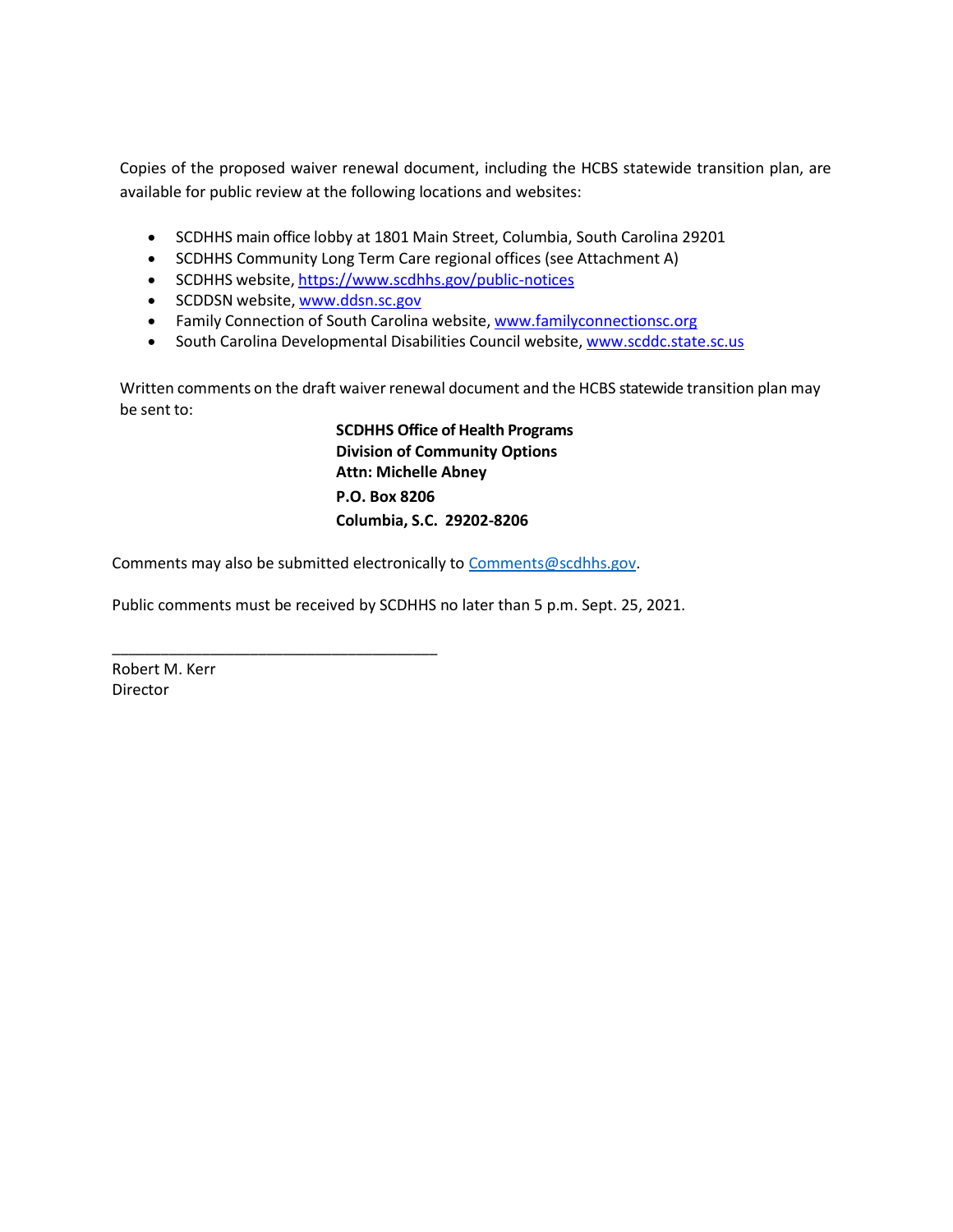Copies of the proposed waiver renewal document, including the HCBS statewide transition plan, are available for public review at the following locations and websites:

- SCDHHS main office lobby at 1801 Main Street, Columbia, South Carolina 29201
- SCDHHS Community Long Term Care regional offices (see Attachment A)
- SCDHHS website, https://www.scdhhs.gov/public-notices
- SCDDSN website, www.ddsn.sc.gov
- Family Connection of South Carolina website, www.familyconnectionsc.org
- South Carolina Developmental Disabilities Council website, www.scddc.state.sc.us

Written comments on the draft waiver renewal document and the HCBS statewide transition plan may be sent to:

**SCDHHS Office of Health Programs**
**Division of Community Options**
**Attn: Michelle Abney**
**P.O. Box 8206**
**Columbia, S.C. 29202-8206**

Comments may also be submitted electronically to Comments@scdhhs.gov.

Public comments must be received by SCDHHS no later than 5 p.m. Sept. 25, 2021.

\_\_\_\_\_\_\_\_\_\_\_\_\_\_\_\_\_\_\_\_\_\_\_\_\_\_\_\_\_\_\_\_\_\_\_\_\_\_\_\_

Robert M. Kerr
Director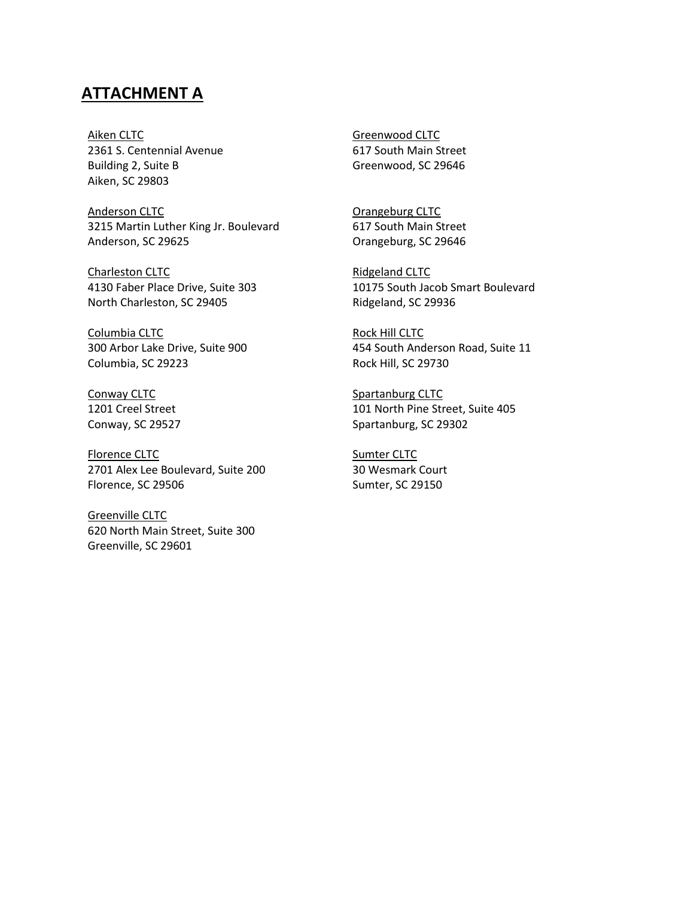## ATTACHMENT A

Aiken CLTC
2361 S. Centennial Avenue
Building 2, Suite B
Aiken, SC 29803

Anderson CLTC
3215 Martin Luther King Jr. Boulevard
Anderson, SC 29625

Charleston CLTC
4130 Faber Place Drive, Suite 303
North Charleston, SC 29405

Columbia CLTC
300 Arbor Lake Drive, Suite 900
Columbia, SC 29223

Conway CLTC
1201 Creel Street
Conway, SC 29527

Florence CLTC
2701 Alex Lee Boulevard, Suite 200
Florence, SC 29506

Greenville CLTC
620 North Main Street, Suite 300
Greenville, SC 29601

Greenwood CLTC
617 South Main Street
Greenwood, SC 29646

Orangeburg CLTC
617 South Main Street
Orangeburg, SC 29646

Ridgeland CLTC
10175 South Jacob Smart Boulevard
Ridgeland, SC 29936

Rock Hill CLTC
454 South Anderson Road, Suite 11
Rock Hill, SC 29730

Spartanburg CLTC
101 North Pine Street, Suite 405
Spartanburg, SC 29302

Sumter CLTC
30 Wesmark Court
Sumter, SC 29150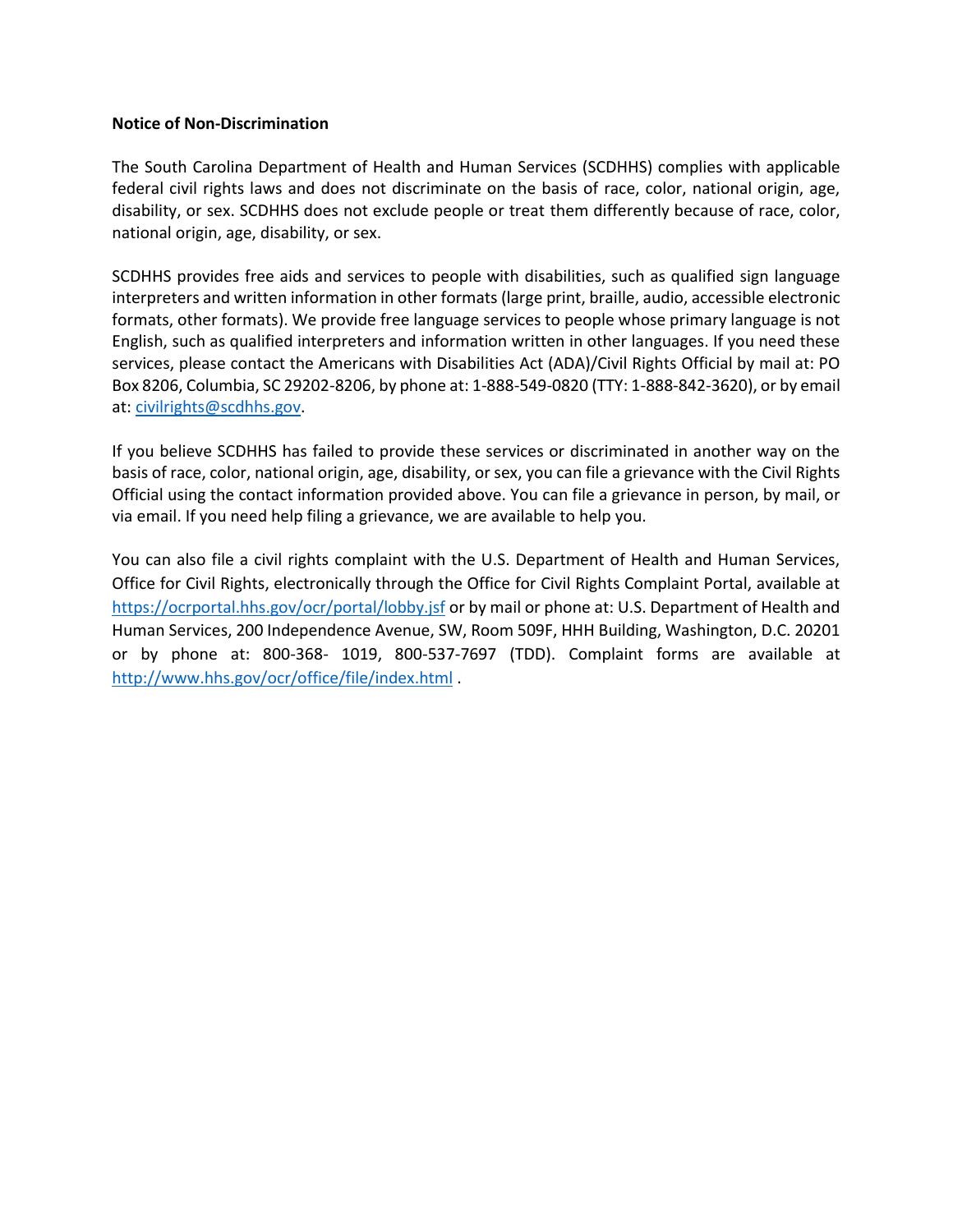**Notice of Non-Discrimination**

The South Carolina Department of Health and Human Services (SCDHHS) complies with applicable federal civil rights laws and does not discriminate on the basis of race, color, national origin, age, disability, or sex. SCDHHS does not exclude people or treat them differently because of race, color, national origin, age, disability, or sex.

SCDHHS provides free aids and services to people with disabilities, such as qualified sign language interpreters and written information in other formats (large print, braille, audio, accessible electronic formats, other formats). We provide free language services to people whose primary language is not English, such as qualified interpreters and information written in other languages. If you need these services, please contact the Americans with Disabilities Act (ADA)/Civil Rights Official by mail at: PO Box 8206, Columbia, SC 29202-8206, by phone at: 1-888-549-0820 (TTY: 1-888-842-3620), or by email at: [civilrights@scdhhs.gov](mailto:civilrights@scdhhs.gov).

If you believe SCDHHS has failed to provide these services or discriminated in another way on the basis of race, color, national origin, age, disability, or sex, you can file a grievance with the Civil Rights Official using the contact information provided above. You can file a grievance in person, by mail, or via email. If you need help filing a grievance, we are available to help you.

You can also file a civil rights complaint with the U.S. Department of Health and Human Services, Office for Civil Rights, electronically through the Office for Civil Rights Complaint Portal, available at [https://ocrportal.hhs.gov/ocr/portal/lobby.jsf](https://ocrportal.hhs.gov/ocr/portal/lobby.jsf) or by mail or phone at: U.S. Department of Health and Human Services, 200 Independence Avenue, SW, Room 509F, HHH Building, Washington, D.C. 20201 or by phone at: 800-368- 1019, 800-537-7697 (TDD). Complaint forms are available at [http://www.hhs.gov/ocr/office/file/index.html](http://www.hhs.gov/ocr/office/file/index.html) .